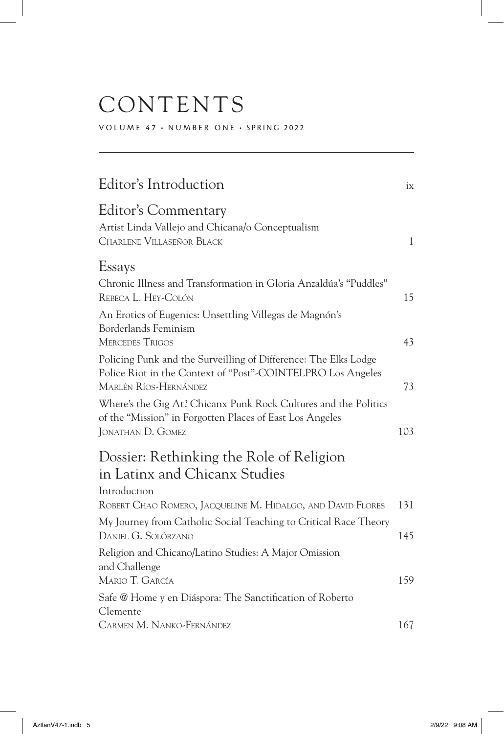# CONTENTS

VOLUME 47 · NUMBER ONE · SPRING 2022

---

## Editor's Introduction ix

## Editor's Commentary

Artist Linda Vallejo and Chicana/o Conceptualism
CHARLENE VILLASEÑOR BLACK 1

## Essays

Chronic Illness and Transformation in Gloria Anzaldúa's "Puddles"
REBECA L. HEY-COLÓN 15

An Erotics of Eugenics: Unsettling Villegas de Magnón's Borderlands Feminism
MERCEDES TRIGOS 43

Policing Punk and the Surveilling of Difference: The Elks Lodge Police Riot in the Context of "Post"-COINTELPRO Los Angeles
MARLÉN RÍOS-HERNÁNDEZ 73

Where's the Gig At? Chicanx Punk Rock Cultures and the Politics of the "Mission" in Forgotten Places of East Los Angeles
JONATHAN D. GOMEZ 103

## Dossier: Rethinking the Role of Religion in Latinx and Chicanx Studies

Introduction
ROBERT CHAO ROMERO, JACQUELINE M. HIDALGO, AND DAVID FLORES 131

My Journey from Catholic Social Teaching to Critical Race Theory
DANIEL G. SOLÓRZANO 145

Religion and Chicano/Latino Studies: A Major Omission and Challenge
MARIO T. GARCÍA 159

Safe @ Home y en Diáspora: The Sanctification of Roberto Clemente
CARMEN M. NANKO-FERNÁNDEZ 167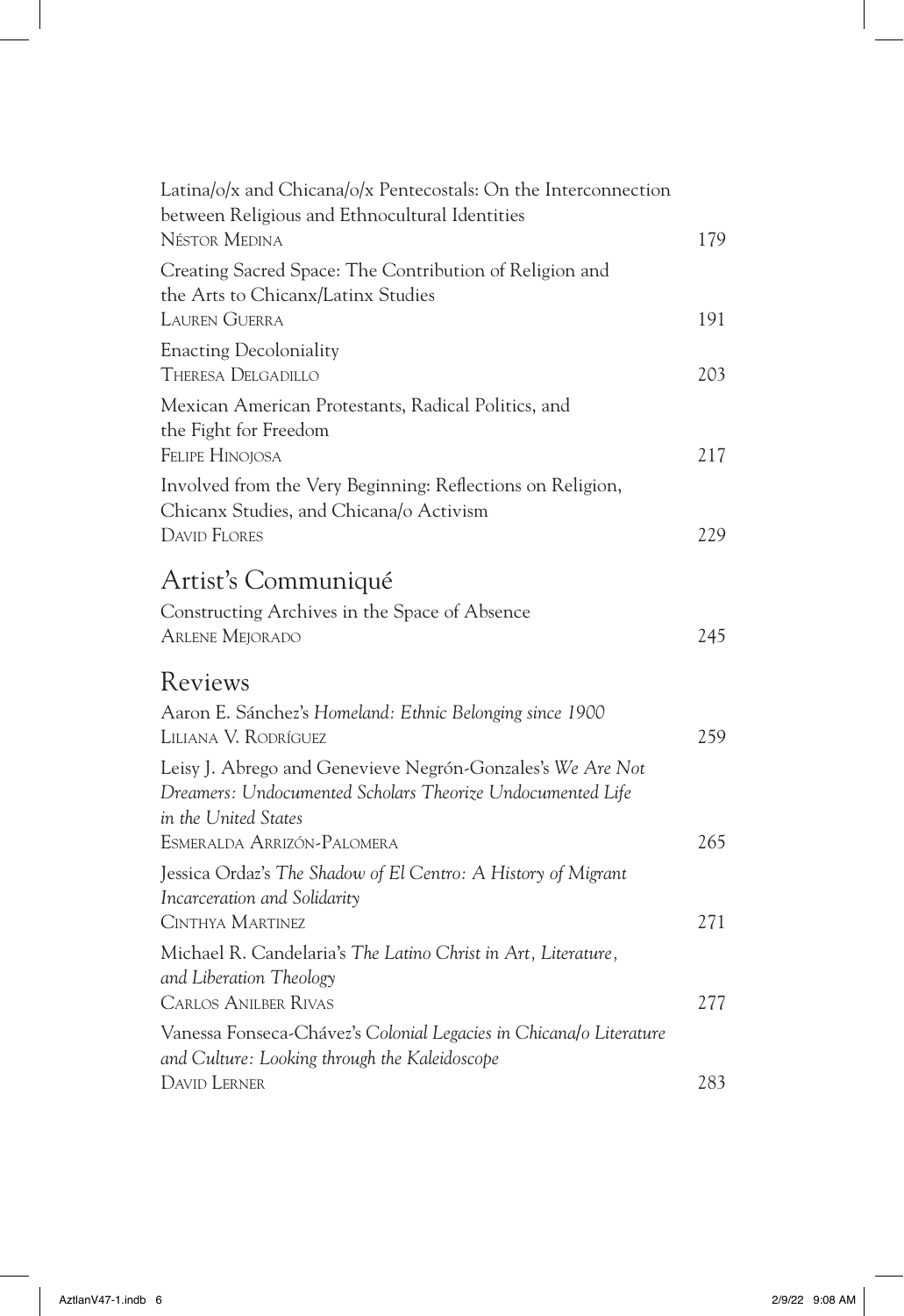Latina/o/x and Chicana/o/x Pentecostals: On the Interconnection between Religious and Ethnocultural Identities
Néstor Medina 179

Creating Sacred Space: The Contribution of Religion and the Arts to Chicanx/Latinx Studies
Lauren Guerra 191

Enacting Decoloniality
Theresa Delgadillo 203

Mexican American Protestants, Radical Politics, and the Fight for Freedom
Felipe Hinojosa 217

Involved from the Very Beginning: Reflections on Religion, Chicanx Studies, and Chicana/o Activism
David Flores 229

## Artist's Communiqué

Constructing Archives in the Space of Absence
Arlene Mejorado 245

## Reviews

Aaron E. Sánchez's *Homeland: Ethnic Belonging since 1900*
Liliana V. Rodríguez 259

Leisy J. Abrego and Genevieve Negrón-Gonzales's *We Are Not Dreamers: Undocumented Scholars Theorize Undocumented Life in the United States*
Esmeralda Arrizón-Palomera 265

Jessica Ordaz's *The Shadow of El Centro: A History of Migrant Incarceration and Solidarity*
Cinthya Martinez 271

Michael R. Candelaria's *The Latino Christ in Art, Literature, and Liberation Theology*
Carlos Anilber Rivas 277

Vanessa Fonseca-Chávez's *Colonial Legacies in Chicana/o Literature and Culture: Looking through the Kaleidoscope*
David Lerner 283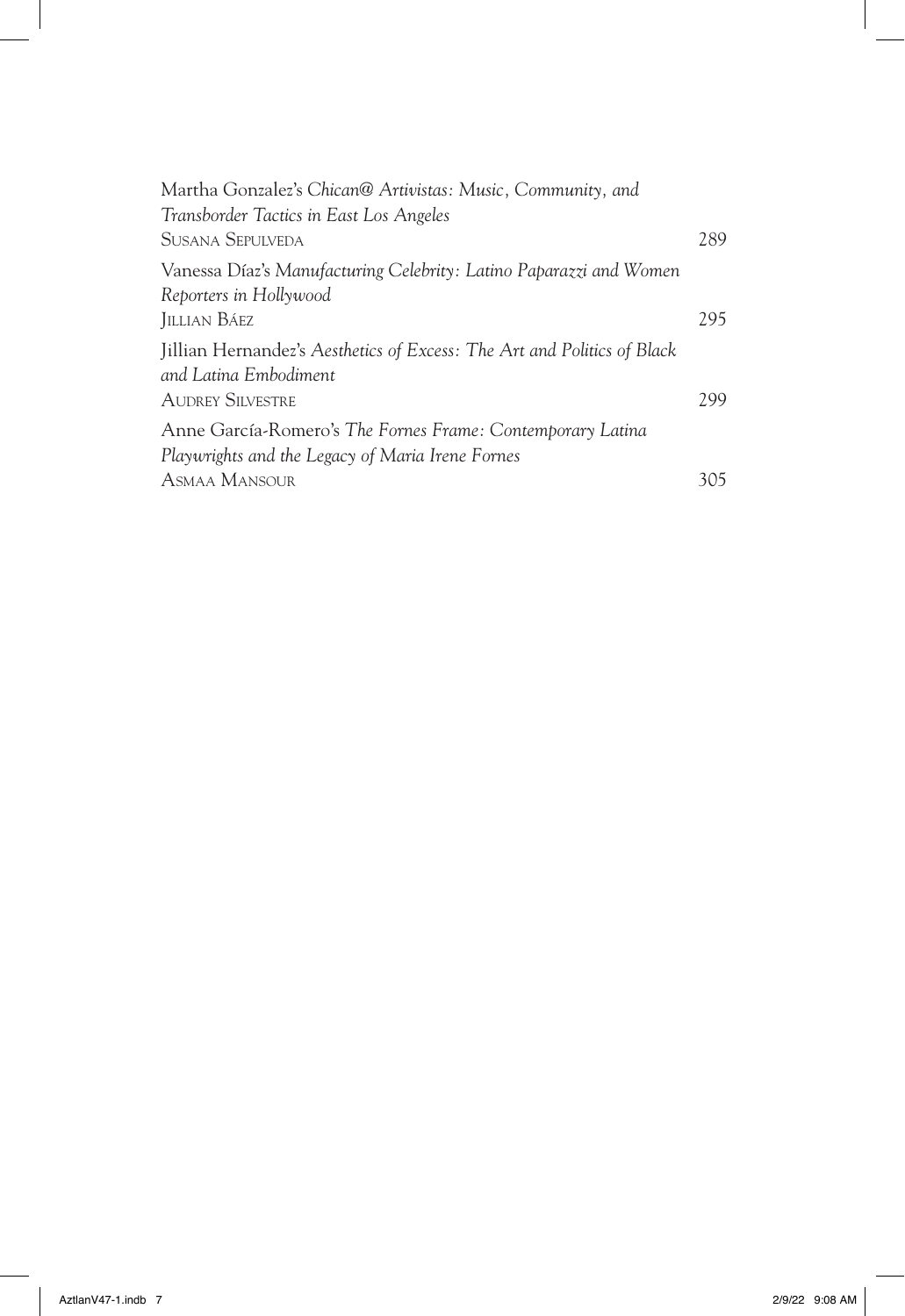Martha Gonzalez's *Chican@ Artivistas: Music, Community, and Transborder Tactics in East Los Angeles*
Susana Sepulveda 289

Vanessa Díaz's *Manufacturing Celebrity: Latino Paparazzi and Women Reporters in Hollywood*
Jillian Báez 295

Jillian Hernandez's *Aesthetics of Excess: The Art and Politics of Black and Latina Embodiment*
Audrey Silvestre 299

Anne García-Romero's *The Fornes Frame: Contemporary Latina Playwrights and the Legacy of Maria Irene Fornes*
Asmaa Mansour 305